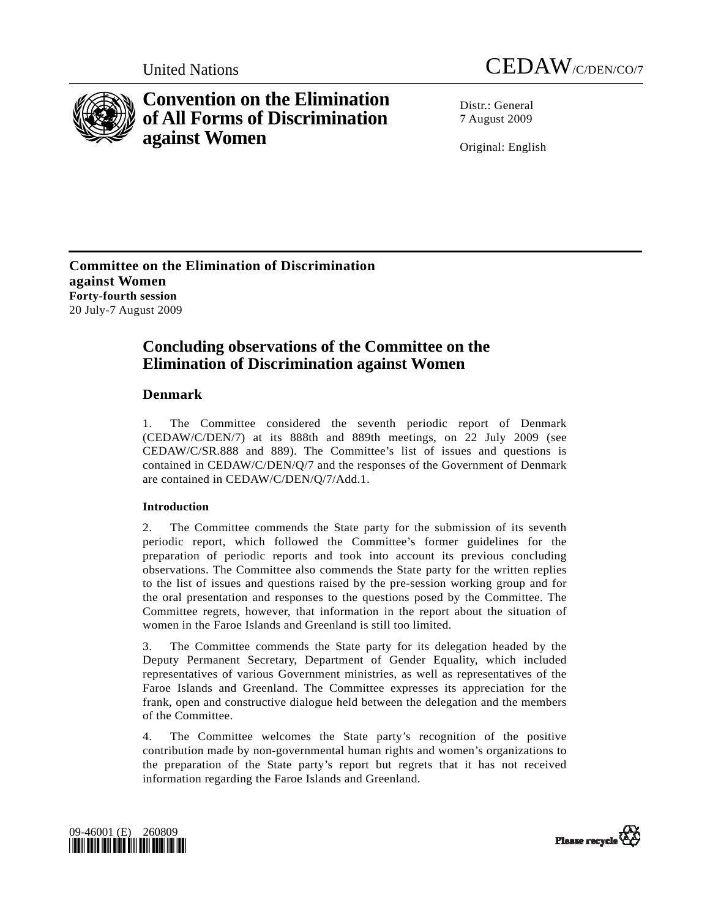United Nations CEDAW/C/DEN/CO/7

# Convention on the Elimination of All Forms of Discrimination against Women

Distr.: General
7 August 2009

Original: English

**Committee on the Elimination of Discrimination against Women**
**Forty-fourth session**
20 July-7 August 2009

## Concluding observations of the Committee on the Elimination of Discrimination against Women

### Denmark

1. The Committee considered the seventh periodic report of Denmark (CEDAW/C/DEN/7) at its 888th and 889th meetings, on 22 July 2009 (see CEDAW/C/SR.888 and 889). The Committee's list of issues and questions is contained in CEDAW/C/DEN/Q/7 and the responses of the Government of Denmark are contained in CEDAW/C/DEN/Q/7/Add.1.

#### Introduction

2. The Committee commends the State party for the submission of its seventh periodic report, which followed the Committee's former guidelines for the preparation of periodic reports and took into account its previous concluding observations. The Committee also commends the State party for the written replies to the list of issues and questions raised by the pre-session working group and for the oral presentation and responses to the questions posed by the Committee. The Committee regrets, however, that information in the report about the situation of women in the Faroe Islands and Greenland is still too limited.

3. The Committee commends the State party for its delegation headed by the Deputy Permanent Secretary, Department of Gender Equality, which included representatives of various Government ministries, as well as representatives of the Faroe Islands and Greenland. The Committee expresses its appreciation for the frank, open and constructive dialogue held between the delegation and the members of the Committee.

4. The Committee welcomes the State party's recognition of the positive contribution made by non-governmental human rights and women's organizations to the preparation of the State party's report but regrets that it has not received information regarding the Faroe Islands and Greenland.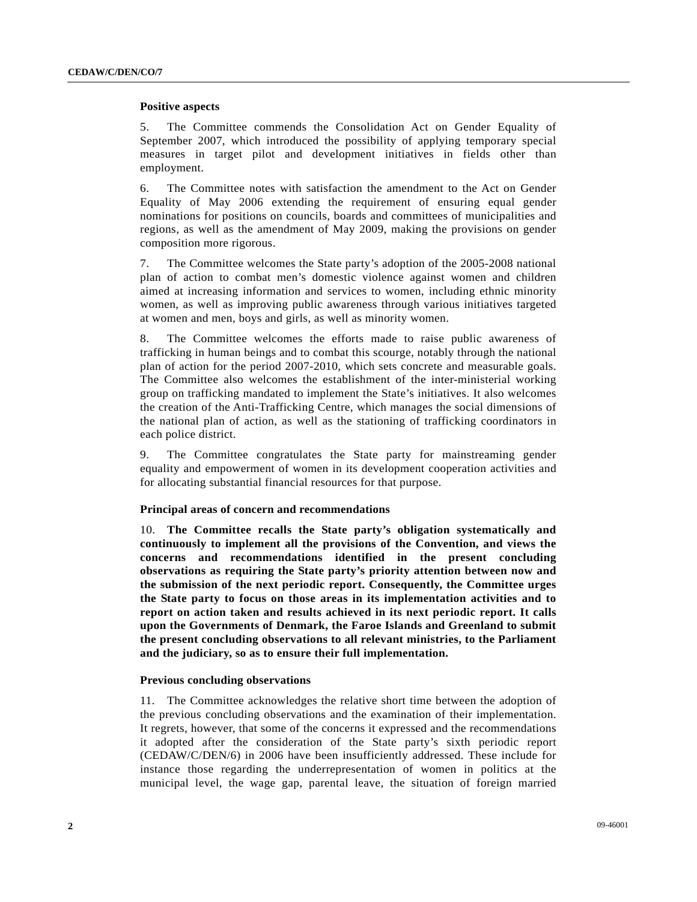### Positive aspects

5. The Committee commends the Consolidation Act on Gender Equality of September 2007, which introduced the possibility of applying temporary special measures in target pilot and development initiatives in fields other than employment.

6. The Committee notes with satisfaction the amendment to the Act on Gender Equality of May 2006 extending the requirement of ensuring equal gender nominations for positions on councils, boards and committees of municipalities and regions, as well as the amendment of May 2009, making the provisions on gender composition more rigorous.

7. The Committee welcomes the State party's adoption of the 2005-2008 national plan of action to combat men's domestic violence against women and children aimed at increasing information and services to women, including ethnic minority women, as well as improving public awareness through various initiatives targeted at women and men, boys and girls, as well as minority women.

8. The Committee welcomes the efforts made to raise public awareness of trafficking in human beings and to combat this scourge, notably through the national plan of action for the period 2007-2010, which sets concrete and measurable goals. The Committee also welcomes the establishment of the inter-ministerial working group on trafficking mandated to implement the State's initiatives. It also welcomes the creation of the Anti-Trafficking Centre, which manages the social dimensions of the national plan of action, as well as the stationing of trafficking coordinators in each police district.

9. The Committee congratulates the State party for mainstreaming gender equality and empowerment of women in its development cooperation activities and for allocating substantial financial resources for that purpose.

### Principal areas of concern and recommendations

10. **The Committee recalls the State party's obligation systematically and continuously to implement all the provisions of the Convention, and views the concerns and recommendations identified in the present concluding observations as requiring the State party's priority attention between now and the submission of the next periodic report. Consequently, the Committee urges the State party to focus on those areas in its implementation activities and to report on action taken and results achieved in its next periodic report. It calls upon the Governments of Denmark, the Faroe Islands and Greenland to submit the present concluding observations to all relevant ministries, to the Parliament and the judiciary, so as to ensure their full implementation.**

### Previous concluding observations

11. The Committee acknowledges the relative short time between the adoption of the previous concluding observations and the examination of their implementation. It regrets, however, that some of the concerns it expressed and the recommendations it adopted after the consideration of the State party's sixth periodic report (CEDAW/C/DEN/6) in 2006 have been insufficiently addressed. These include for instance those regarding the underrepresentation of women in politics at the municipal level, the wage gap, parental leave, the situation of foreign married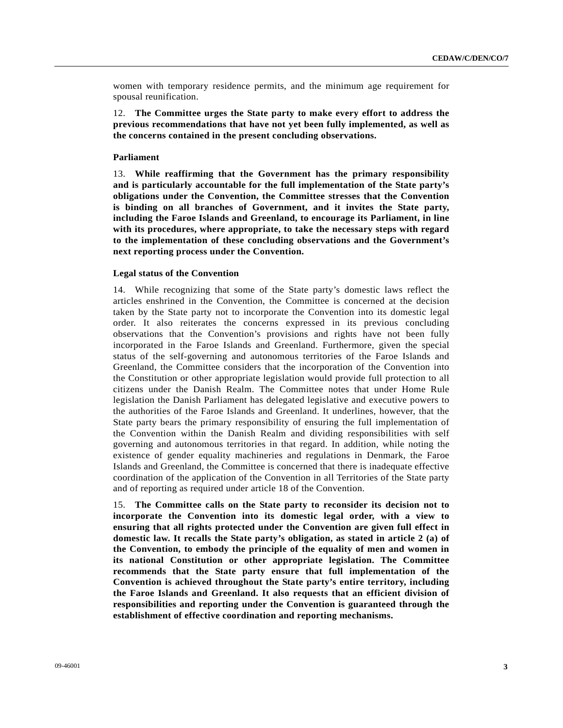women with temporary residence permits, and the minimum age requirement for spousal reunification.

12. **The Committee urges the State party to make every effort to address the previous recommendations that have not yet been fully implemented, as well as the concerns contained in the present concluding observations.**

**Parliament**

13. **While reaffirming that the Government has the primary responsibility and is particularly accountable for the full implementation of the State party's obligations under the Convention, the Committee stresses that the Convention is binding on all branches of Government, and it invites the State party, including the Faroe Islands and Greenland, to encourage its Parliament, in line with its procedures, where appropriate, to take the necessary steps with regard to the implementation of these concluding observations and the Government's next reporting process under the Convention.**

**Legal status of the Convention**

14. While recognizing that some of the State party's domestic laws reflect the articles enshrined in the Convention, the Committee is concerned at the decision taken by the State party not to incorporate the Convention into its domestic legal order. It also reiterates the concerns expressed in its previous concluding observations that the Convention's provisions and rights have not been fully incorporated in the Faroe Islands and Greenland. Furthermore, given the special status of the self-governing and autonomous territories of the Faroe Islands and Greenland, the Committee considers that the incorporation of the Convention into the Constitution or other appropriate legislation would provide full protection to all citizens under the Danish Realm. The Committee notes that under Home Rule legislation the Danish Parliament has delegated legislative and executive powers to the authorities of the Faroe Islands and Greenland. It underlines, however, that the State party bears the primary responsibility of ensuring the full implementation of the Convention within the Danish Realm and dividing responsibilities with self governing and autonomous territories in that regard. In addition, while noting the existence of gender equality machineries and regulations in Denmark, the Faroe Islands and Greenland, the Committee is concerned that there is inadequate effective coordination of the application of the Convention in all Territories of the State party and of reporting as required under article 18 of the Convention.

15. **The Committee calls on the State party to reconsider its decision not to incorporate the Convention into its domestic legal order, with a view to ensuring that all rights protected under the Convention are given full effect in domestic law. It recalls the State party's obligation, as stated in article 2 (a) of the Convention, to embody the principle of the equality of men and women in its national Constitution or other appropriate legislation. The Committee recommends that the State party ensure that full implementation of the Convention is achieved throughout the State party's entire territory, including the Faroe Islands and Greenland. It also requests that an efficient division of responsibilities and reporting under the Convention is guaranteed through the establishment of effective coordination and reporting mechanisms.**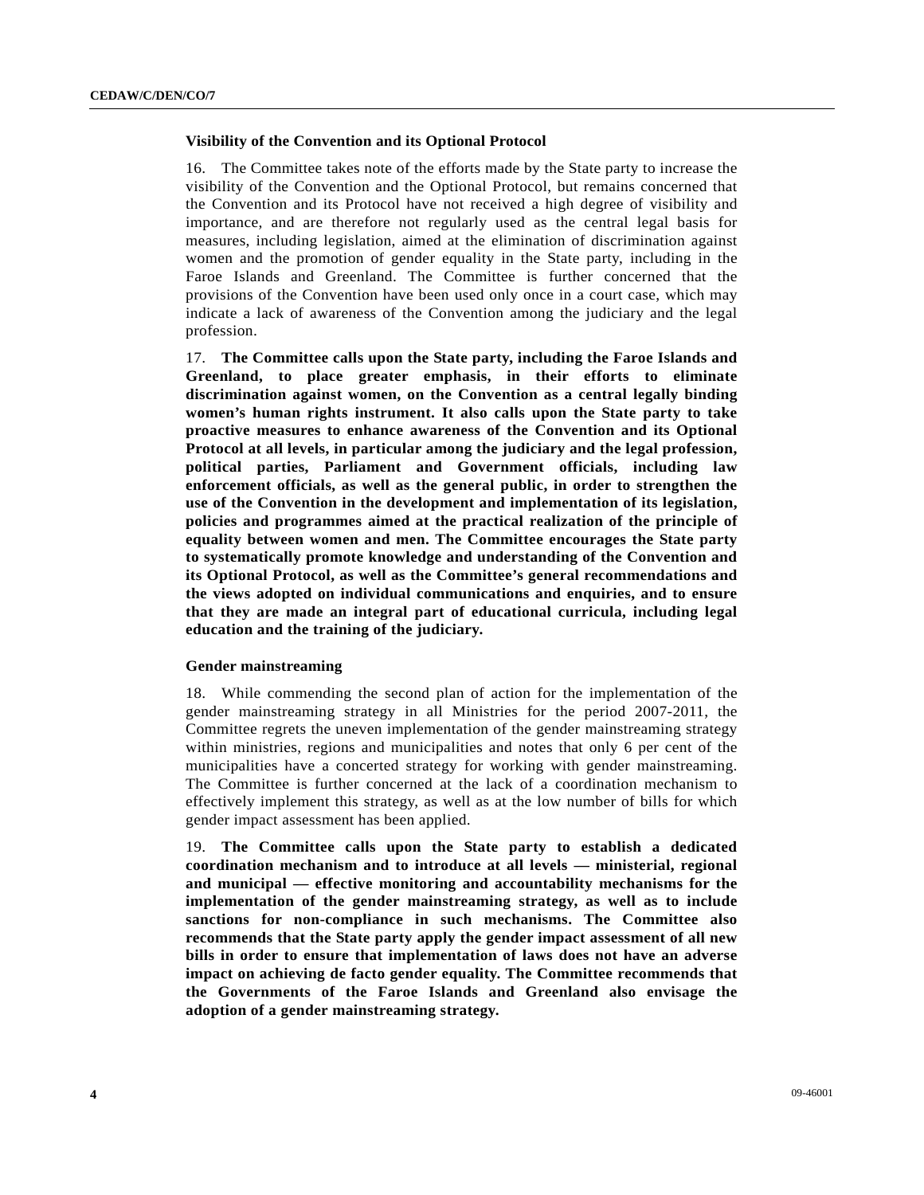### Visibility of the Convention and its Optional Protocol

16. The Committee takes note of the efforts made by the State party to increase the visibility of the Convention and the Optional Protocol, but remains concerned that the Convention and its Protocol have not received a high degree of visibility and importance, and are therefore not regularly used as the central legal basis for measures, including legislation, aimed at the elimination of discrimination against women and the promotion of gender equality in the State party, including in the Faroe Islands and Greenland. The Committee is further concerned that the provisions of the Convention have been used only once in a court case, which may indicate a lack of awareness of the Convention among the judiciary and the legal profession.

17. **The Committee calls upon the State party, including the Faroe Islands and Greenland, to place greater emphasis, in their efforts to eliminate discrimination against women, on the Convention as a central legally binding women's human rights instrument. It also calls upon the State party to take proactive measures to enhance awareness of the Convention and its Optional Protocol at all levels, in particular among the judiciary and the legal profession, political parties, Parliament and Government officials, including law enforcement officials, as well as the general public, in order to strengthen the use of the Convention in the development and implementation of its legislation, policies and programmes aimed at the practical realization of the principle of equality between women and men. The Committee encourages the State party to systematically promote knowledge and understanding of the Convention and its Optional Protocol, as well as the Committee's general recommendations and the views adopted on individual communications and enquiries, and to ensure that they are made an integral part of educational curricula, including legal education and the training of the judiciary.**

### Gender mainstreaming

18. While commending the second plan of action for the implementation of the gender mainstreaming strategy in all Ministries for the period 2007-2011, the Committee regrets the uneven implementation of the gender mainstreaming strategy within ministries, regions and municipalities and notes that only 6 per cent of the municipalities have a concerted strategy for working with gender mainstreaming. The Committee is further concerned at the lack of a coordination mechanism to effectively implement this strategy, as well as at the low number of bills for which gender impact assessment has been applied.

19. **The Committee calls upon the State party to establish a dedicated coordination mechanism and to introduce at all levels — ministerial, regional and municipal — effective monitoring and accountability mechanisms for the implementation of the gender mainstreaming strategy, as well as to include sanctions for non-compliance in such mechanisms. The Committee also recommends that the State party apply the gender impact assessment of all new bills in order to ensure that implementation of laws does not have an adverse impact on achieving de facto gender equality. The Committee recommends that the Governments of the Faroe Islands and Greenland also envisage the adoption of a gender mainstreaming strategy.**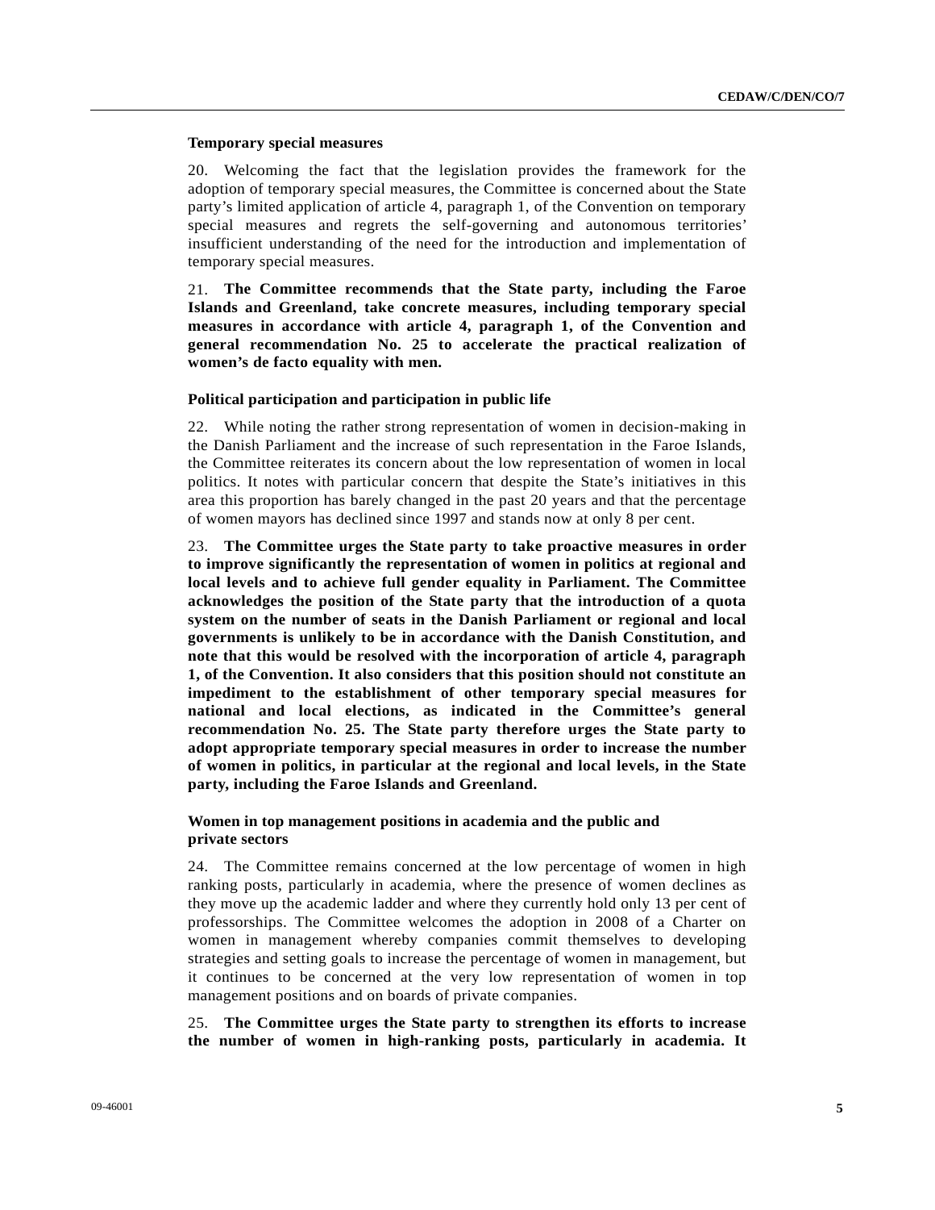**Temporary special measures**

20. Welcoming the fact that the legislation provides the framework for the adoption of temporary special measures, the Committee is concerned about the State party's limited application of article 4, paragraph 1, of the Convention on temporary special measures and regrets the self-governing and autonomous territories' insufficient understanding of the need for the introduction and implementation of temporary special measures.

21. **The Committee recommends that the State party, including the Faroe Islands and Greenland, take concrete measures, including temporary special measures in accordance with article 4, paragraph 1, of the Convention and general recommendation No. 25 to accelerate the practical realization of women's de facto equality with men.**

**Political participation and participation in public life**

22. While noting the rather strong representation of women in decision-making in the Danish Parliament and the increase of such representation in the Faroe Islands, the Committee reiterates its concern about the low representation of women in local politics. It notes with particular concern that despite the State's initiatives in this area this proportion has barely changed in the past 20 years and that the percentage of women mayors has declined since 1997 and stands now at only 8 per cent.

23. **The Committee urges the State party to take proactive measures in order to improve significantly the representation of women in politics at regional and local levels and to achieve full gender equality in Parliament. The Committee acknowledges the position of the State party that the introduction of a quota system on the number of seats in the Danish Parliament or regional and local governments is unlikely to be in accordance with the Danish Constitution, and note that this would be resolved with the incorporation of article 4, paragraph 1, of the Convention. It also considers that this position should not constitute an impediment to the establishment of other temporary special measures for national and local elections, as indicated in the Committee's general recommendation No. 25. The State party therefore urges the State party to adopt appropriate temporary special measures in order to increase the number of women in politics, in particular at the regional and local levels, in the State party, including the Faroe Islands and Greenland.**

**Women in top management positions in academia and the public and private sectors**

24. The Committee remains concerned at the low percentage of women in high ranking posts, particularly in academia, where the presence of women declines as they move up the academic ladder and where they currently hold only 13 per cent of professorships. The Committee welcomes the adoption in 2008 of a Charter on women in management whereby companies commit themselves to developing strategies and setting goals to increase the percentage of women in management, but it continues to be concerned at the very low representation of women in top management positions and on boards of private companies.

25. **The Committee urges the State party to strengthen its efforts to increase the number of women in high-ranking posts, particularly in academia. It**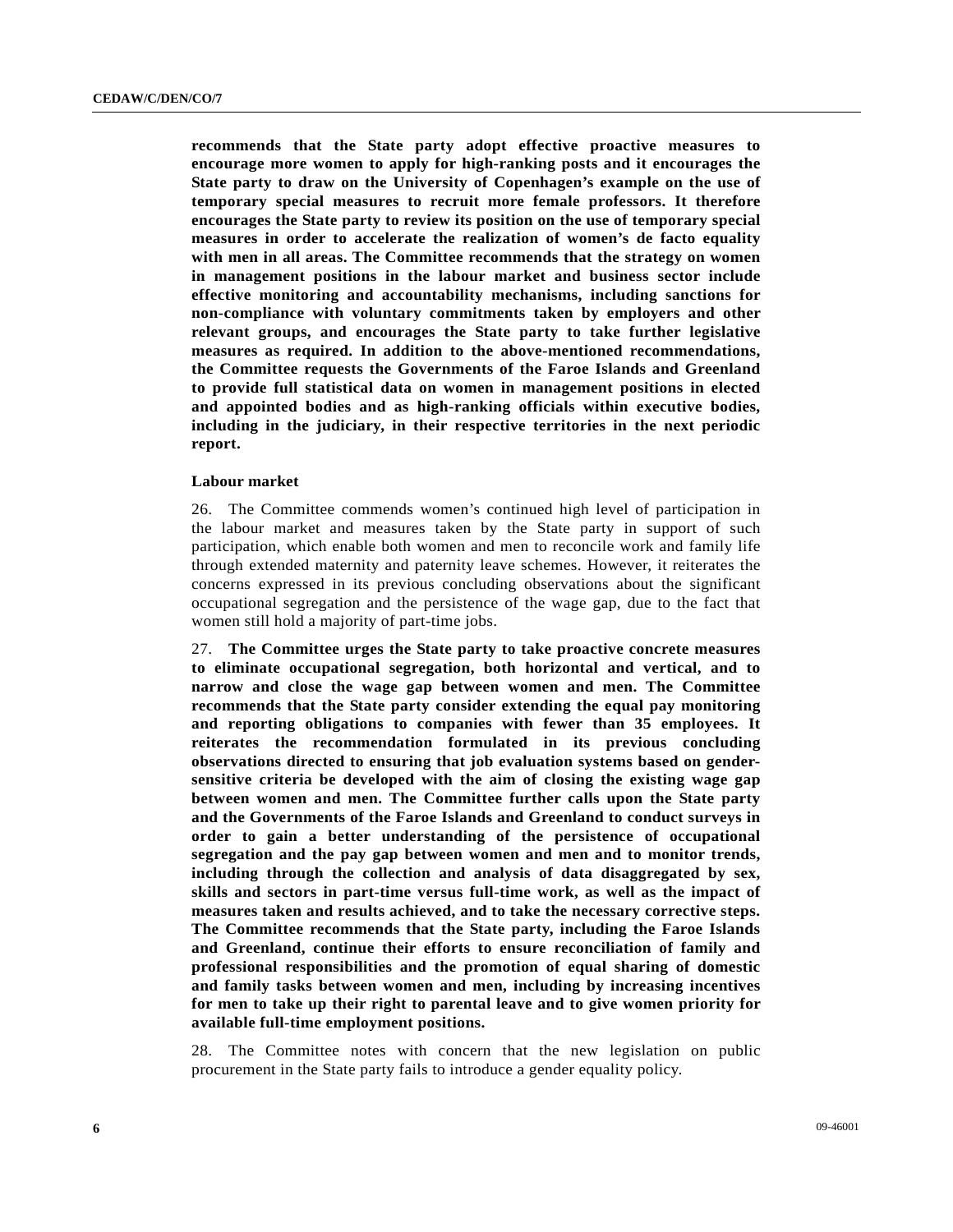**recommends that the State party adopt effective proactive measures to encourage more women to apply for high-ranking posts and it encourages the State party to draw on the University of Copenhagen's example on the use of temporary special measures to recruit more female professors. It therefore encourages the State party to review its position on the use of temporary special measures in order to accelerate the realization of women's de facto equality with men in all areas. The Committee recommends that the strategy on women in management positions in the labour market and business sector include effective monitoring and accountability mechanisms, including sanctions for non-compliance with voluntary commitments taken by employers and other relevant groups, and encourages the State party to take further legislative measures as required. In addition to the above-mentioned recommendations, the Committee requests the Governments of the Faroe Islands and Greenland to provide full statistical data on women in management positions in elected and appointed bodies and as high-ranking officials within executive bodies, including in the judiciary, in their respective territories in the next periodic report.**

**Labour market**

26. The Committee commends women's continued high level of participation in the labour market and measures taken by the State party in support of such participation, which enable both women and men to reconcile work and family life through extended maternity and paternity leave schemes. However, it reiterates the concerns expressed in its previous concluding observations about the significant occupational segregation and the persistence of the wage gap, due to the fact that women still hold a majority of part-time jobs.

27. **The Committee urges the State party to take proactive concrete measures to eliminate occupational segregation, both horizontal and vertical, and to narrow and close the wage gap between women and men. The Committee recommends that the State party consider extending the equal pay monitoring and reporting obligations to companies with fewer than 35 employees. It reiterates the recommendation formulated in its previous concluding observations directed to ensuring that job evaluation systems based on gender-sensitive criteria be developed with the aim of closing the existing wage gap between women and men. The Committee further calls upon the State party and the Governments of the Faroe Islands and Greenland to conduct surveys in order to gain a better understanding of the persistence of occupational segregation and the pay gap between women and men and to monitor trends, including through the collection and analysis of data disaggregated by sex, skills and sectors in part-time versus full-time work, as well as the impact of measures taken and results achieved, and to take the necessary corrective steps. The Committee recommends that the State party, including the Faroe Islands and Greenland, continue their efforts to ensure reconciliation of family and professional responsibilities and the promotion of equal sharing of domestic and family tasks between women and men, including by increasing incentives for men to take up their right to parental leave and to give women priority for available full-time employment positions.**

28. The Committee notes with concern that the new legislation on public procurement in the State party fails to introduce a gender equality policy.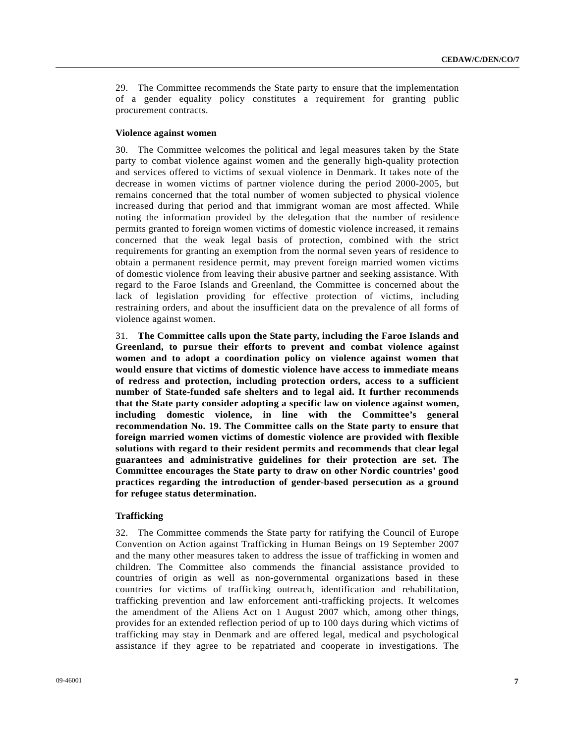29. The Committee recommends the State party to ensure that the implementation of a gender equality policy constitutes a requirement for granting public procurement contracts.

**Violence against women**

30. The Committee welcomes the political and legal measures taken by the State party to combat violence against women and the generally high-quality protection and services offered to victims of sexual violence in Denmark. It takes note of the decrease in women victims of partner violence during the period 2000-2005, but remains concerned that the total number of women subjected to physical violence increased during that period and that immigrant woman are most affected. While noting the information provided by the delegation that the number of residence permits granted to foreign women victims of domestic violence increased, it remains concerned that the weak legal basis of protection, combined with the strict requirements for granting an exemption from the normal seven years of residence to obtain a permanent residence permit, may prevent foreign married women victims of domestic violence from leaving their abusive partner and seeking assistance. With regard to the Faroe Islands and Greenland, the Committee is concerned about the lack of legislation providing for effective protection of victims, including restraining orders, and about the insufficient data on the prevalence of all forms of violence against women.

31. **The Committee calls upon the State party, including the Faroe Islands and Greenland, to pursue their efforts to prevent and combat violence against women and to adopt a coordination policy on violence against women that would ensure that victims of domestic violence have access to immediate means of redress and protection, including protection orders, access to a sufficient number of State-funded safe shelters and to legal aid. It further recommends that the State party consider adopting a specific law on violence against women, including domestic violence, in line with the Committee's general recommendation No. 19. The Committee calls on the State party to ensure that foreign married women victims of domestic violence are provided with flexible solutions with regard to their resident permits and recommends that clear legal guarantees and administrative guidelines for their protection are set. The Committee encourages the State party to draw on other Nordic countries' good practices regarding the introduction of gender-based persecution as a ground for refugee status determination.**

**Trafficking**

32. The Committee commends the State party for ratifying the Council of Europe Convention on Action against Trafficking in Human Beings on 19 September 2007 and the many other measures taken to address the issue of trafficking in women and children. The Committee also commends the financial assistance provided to countries of origin as well as non-governmental organizations based in these countries for victims of trafficking outreach, identification and rehabilitation, trafficking prevention and law enforcement anti-trafficking projects. It welcomes the amendment of the Aliens Act on 1 August 2007 which, among other things, provides for an extended reflection period of up to 100 days during which victims of trafficking may stay in Denmark and are offered legal, medical and psychological assistance if they agree to be repatriated and cooperate in investigations. The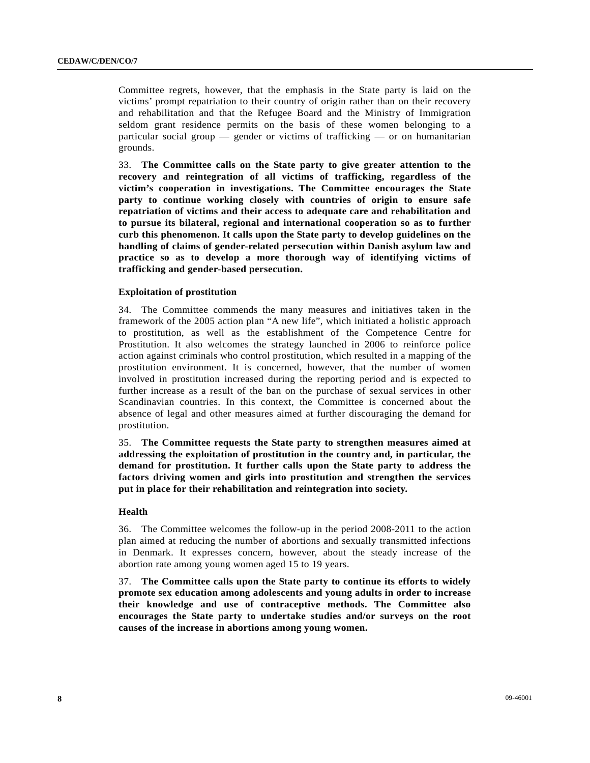Committee regrets, however, that the emphasis in the State party is laid on the victims' prompt repatriation to their country of origin rather than on their recovery and rehabilitation and that the Refugee Board and the Ministry of Immigration seldom grant residence permits on the basis of these women belonging to a particular social group — gender or victims of trafficking — or on humanitarian grounds.

33. **The Committee calls on the State party to give greater attention to the recovery and reintegration of all victims of trafficking, regardless of the victim's cooperation in investigations. The Committee encourages the State party to continue working closely with countries of origin to ensure safe repatriation of victims and their access to adequate care and rehabilitation and to pursue its bilateral, regional and international cooperation so as to further curb this phenomenon. It calls upon the State party to develop guidelines on the handling of claims of gender-related persecution within Danish asylum law and practice so as to develop a more thorough way of identifying victims of trafficking and gender-based persecution.**

### Exploitation of prostitution

34. The Committee commends the many measures and initiatives taken in the framework of the 2005 action plan "A new life", which initiated a holistic approach to prostitution, as well as the establishment of the Competence Centre for Prostitution. It also welcomes the strategy launched in 2006 to reinforce police action against criminals who control prostitution, which resulted in a mapping of the prostitution environment. It is concerned, however, that the number of women involved in prostitution increased during the reporting period and is expected to further increase as a result of the ban on the purchase of sexual services in other Scandinavian countries. In this context, the Committee is concerned about the absence of legal and other measures aimed at further discouraging the demand for prostitution.

35. **The Committee requests the State party to strengthen measures aimed at addressing the exploitation of prostitution in the country and, in particular, the demand for prostitution. It further calls upon the State party to address the factors driving women and girls into prostitution and strengthen the services put in place for their rehabilitation and reintegration into society.**

### Health

36. The Committee welcomes the follow-up in the period 2008-2011 to the action plan aimed at reducing the number of abortions and sexually transmitted infections in Denmark. It expresses concern, however, about the steady increase of the abortion rate among young women aged 15 to 19 years.

37. **The Committee calls upon the State party to continue its efforts to widely promote sex education among adolescents and young adults in order to increase their knowledge and use of contraceptive methods. The Committee also encourages the State party to undertake studies and/or surveys on the root causes of the increase in abortions among young women.**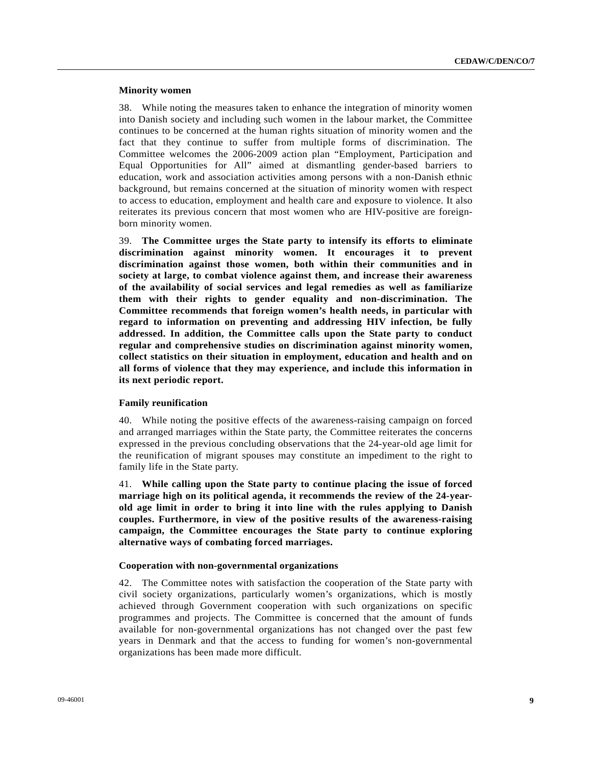### Minority women

38. While noting the measures taken to enhance the integration of minority women into Danish society and including such women in the labour market, the Committee continues to be concerned at the human rights situation of minority women and the fact that they continue to suffer from multiple forms of discrimination. The Committee welcomes the 2006-2009 action plan "Employment, Participation and Equal Opportunities for All" aimed at dismantling gender-based barriers to education, work and association activities among persons with a non-Danish ethnic background, but remains concerned at the situation of minority women with respect to access to education, employment and health care and exposure to violence. It also reiterates its previous concern that most women who are HIV-positive are foreign-born minority women.

39. **The Committee urges the State party to intensify its efforts to eliminate discrimination against minority women. It encourages it to prevent discrimination against those women, both within their communities and in society at large, to combat violence against them, and increase their awareness of the availability of social services and legal remedies as well as familiarize them with their rights to gender equality and non-discrimination. The Committee recommends that foreign women's health needs, in particular with regard to information on preventing and addressing HIV infection, be fully addressed. In addition, the Committee calls upon the State party to conduct regular and comprehensive studies on discrimination against minority women, collect statistics on their situation in employment, education and health and on all forms of violence that they may experience, and include this information in its next periodic report.**

### Family reunification

40. While noting the positive effects of the awareness-raising campaign on forced and arranged marriages within the State party, the Committee reiterates the concerns expressed in the previous concluding observations that the 24-year-old age limit for the reunification of migrant spouses may constitute an impediment to the right to family life in the State party.

41. **While calling upon the State party to continue placing the issue of forced marriage high on its political agenda, it recommends the review of the 24-year-old age limit in order to bring it into line with the rules applying to Danish couples. Furthermore, in view of the positive results of the awareness-raising campaign, the Committee encourages the State party to continue exploring alternative ways of combating forced marriages.**

### Cooperation with non-governmental organizations

42. The Committee notes with satisfaction the cooperation of the State party with civil society organizations, particularly women's organizations, which is mostly achieved through Government cooperation with such organizations on specific programmes and projects. The Committee is concerned that the amount of funds available for non-governmental organizations has not changed over the past few years in Denmark and that the access to funding for women's non-governmental organizations has been made more difficult.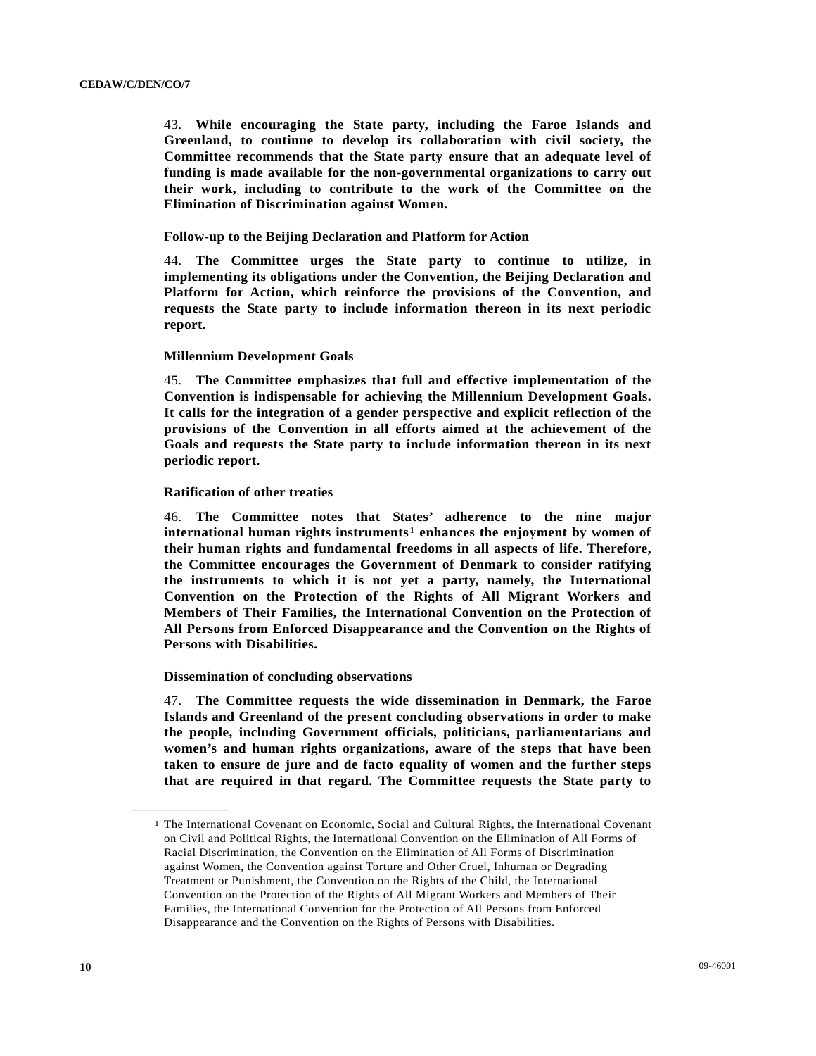43. **While encouraging the State party, including the Faroe Islands and Greenland, to continue to develop its collaboration with civil society, the Committee recommends that the State party ensure that an adequate level of funding is made available for the non-governmental organizations to carry out their work, including to contribute to the work of the Committee on the Elimination of Discrimination against Women.**

**Follow-up to the Beijing Declaration and Platform for Action**

44. **The Committee urges the State party to continue to utilize, in implementing its obligations under the Convention, the Beijing Declaration and Platform for Action, which reinforce the provisions of the Convention, and requests the State party to include information thereon in its next periodic report.**

**Millennium Development Goals**

45. **The Committee emphasizes that full and effective implementation of the Convention is indispensable for achieving the Millennium Development Goals. It calls for the integration of a gender perspective and explicit reflection of the provisions of the Convention in all efforts aimed at the achievement of the Goals and requests the State party to include information thereon in its next periodic report.**

**Ratification of other treaties**

46. **The Committee notes that States' adherence to the nine major international human rights instruments[1] enhances the enjoyment by women of their human rights and fundamental freedoms in all aspects of life. Therefore, the Committee encourages the Government of Denmark to consider ratifying the instruments to which it is not yet a party, namely, the International Convention on the Protection of the Rights of All Migrant Workers and Members of Their Families, the International Convention on the Protection of All Persons from Enforced Disappearance and the Convention on the Rights of Persons with Disabilities.**

**Dissemination of concluding observations**

47. **The Committee requests the wide dissemination in Denmark, the Faroe Islands and Greenland of the present concluding observations in order to make the people, including Government officials, politicians, parliamentarians and women's and human rights organizations, aware of the steps that have been taken to ensure de jure and de facto equality of women and the further steps that are required in that regard. The Committee requests the State party to**

---

[1] The International Covenant on Economic, Social and Cultural Rights, the International Covenant on Civil and Political Rights, the International Convention on the Elimination of All Forms of Racial Discrimination, the Convention on the Elimination of All Forms of Discrimination against Women, the Convention against Torture and Other Cruel, Inhuman or Degrading Treatment or Punishment, the Convention on the Rights of the Child, the International Convention on the Protection of the Rights of All Migrant Workers and Members of Their Families, the International Convention for the Protection of All Persons from Enforced Disappearance and the Convention on the Rights of Persons with Disabilities.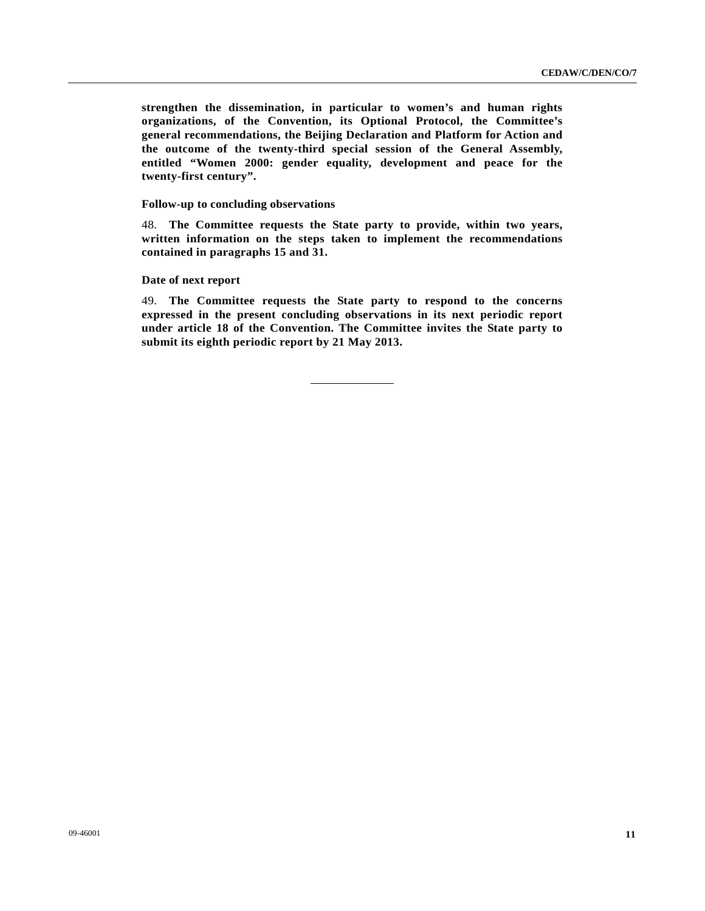**strengthen the dissemination, in particular to women's and human rights organizations, of the Convention, its Optional Protocol, the Committee's general recommendations, the Beijing Declaration and Platform for Action and the outcome of the twenty-third special session of the General Assembly, entitled "Women 2000: gender equality, development and peace for the twenty-first century".**

### Follow-up to concluding observations

48. **The Committee requests the State party to provide, within two years, written information on the steps taken to implement the recommendations contained in paragraphs 15 and 31.**

### Date of next report

49. **The Committee requests the State party to respond to the concerns expressed in the present concluding observations in its next periodic report under article 18 of the Convention. The Committee invites the State party to submit its eighth periodic report by 21 May 2013.**